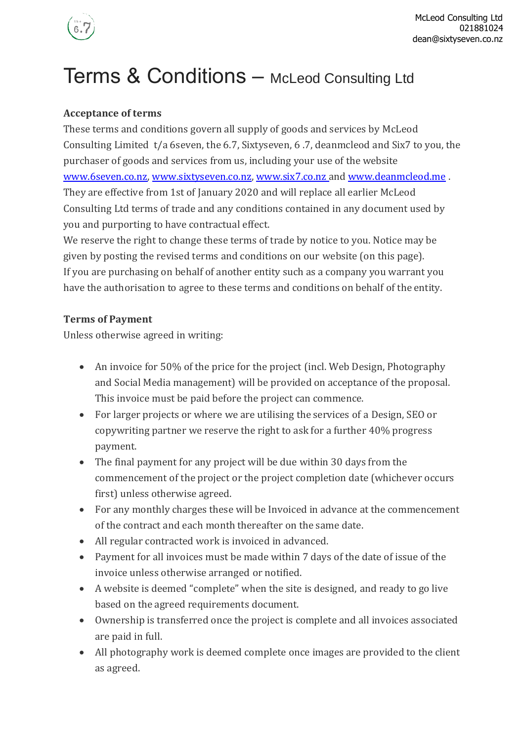# Terms & Conditions – McLeod Consulting Ltd

**Acceptance of terms**

These terms and conditions govern all supply of goods and services by McLeod Consulting Limited t/a 6seven, the 6.7, Sixtyseven, 6 .7, deanmcleod and Six7 to you, the purchaser of goods and services from us, including your use of the website www.6seven.co.nz, www.sixtyseven.co.nz, www.six7.co.nz and www.deanmcleod.me . They are effective from 1st of January 2020 and will replace all earlier McLeod Consulting Ltd terms of trade and any conditions contained in any document used by you and purporting to have contractual effect.

We reserve the right to change these terms of trade by notice to you. Notice may be given by posting the revised terms and conditions on our website (on this page).

If you are purchasing on behalf of another entity such as a company you warrant you have the authorisation to agree to these terms and conditions on behalf of the entity.

**Terms of Payment**

Unless otherwise agreed in writing:

- An invoice for 50% of the price for the project (incl. Web Design, Photography and Social Media management) will be provided on acceptance of the proposal. This invoice must be paid before the project can commence.
- For larger projects or where we are utilising the services of a Design, SEO or copywriting partner we reserve the right to ask for a further 40% progress payment.
- The final payment for any project will be due within 30 days from the commencement of the project or the project completion date (whichever occurs first) unless otherwise agreed.
- For any monthly charges these will be Invoiced in advance at the commencement of the contract and each month thereafter on the same date.
- All regular contracted work is invoiced in advanced.
- Payment for all invoices must be made within 7 days of the date of issue of the invoice unless otherwise arranged or notified.
- A website is deemed "complete" when the site is designed, and ready to go live based on the agreed requirements document.
- Ownership is transferred once the project is complete and all invoices associated are paid in full.
- All photography work is deemed complete once images are provided to the client as agreed.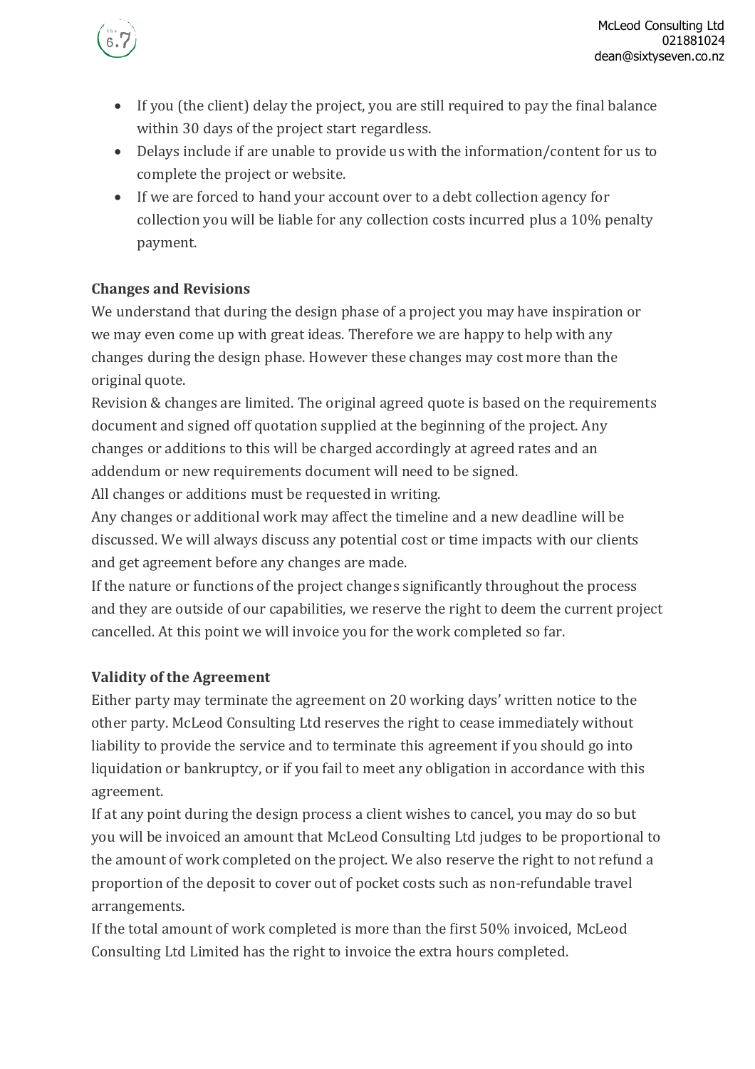- If you (the client) delay the project, you are still required to pay the final balance within 30 days of the project start regardless.
- Delays include if are unable to provide us with the information/content for us to complete the project or website.
- If we are forced to hand your account over to a debt collection agency for collection you will be liable for any collection costs incurred plus a 10% penalty payment.

**Changes and Revisions**

We understand that during the design phase of a project you may have inspiration or we may even come up with great ideas. Therefore we are happy to help with any changes during the design phase. However these changes may cost more than the original quote.

Revision & changes are limited. The original agreed quote is based on the requirements document and signed off quotation supplied at the beginning of the project. Any changes or additions to this will be charged accordingly at agreed rates and an addendum or new requirements document will need to be signed.

All changes or additions must be requested in writing.

Any changes or additional work may affect the timeline and a new deadline will be discussed. We will always discuss any potential cost or time impacts with our clients and get agreement before any changes are made.

If the nature or functions of the project changes significantly throughout the process and they are outside of our capabilities, we reserve the right to deem the current project cancelled. At this point we will invoice you for the work completed so far.

**Validity of the Agreement**

Either party may terminate the agreement on 20 working days' written notice to the other party. McLeod Consulting Ltd reserves the right to cease immediately without liability to provide the service and to terminate this agreement if you should go into liquidation or bankruptcy, or if you fail to meet any obligation in accordance with this agreement.

If at any point during the design process a client wishes to cancel, you may do so but you will be invoiced an amount that McLeod Consulting Ltd judges to be proportional to the amount of work completed on the project. We also reserve the right to not refund a proportion of the deposit to cover out of pocket costs such as non-refundable travel arrangements.

If the total amount of work completed is more than the first 50% invoiced, McLeod Consulting Ltd Limited has the right to invoice the extra hours completed.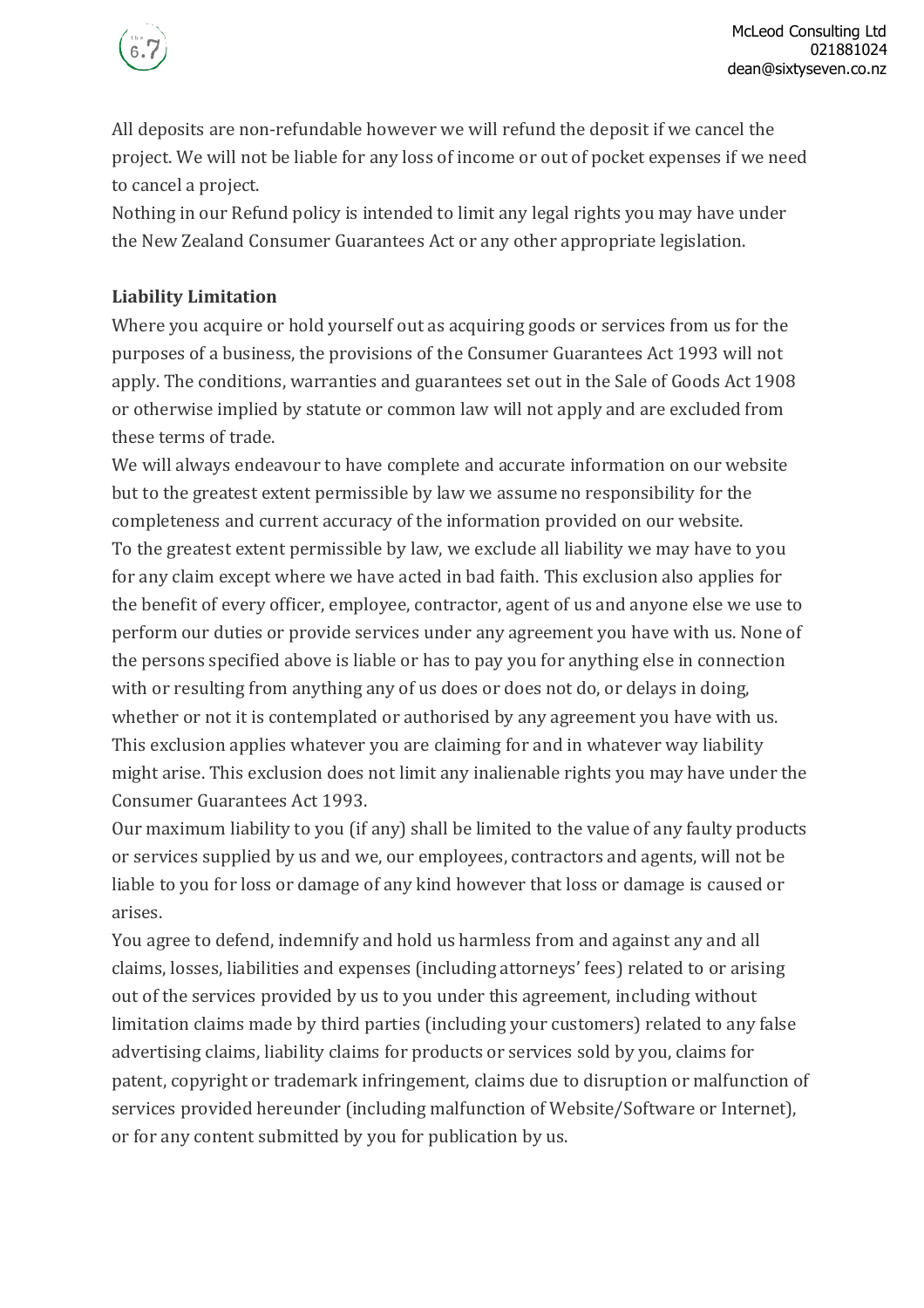All deposits are non-refundable however we will refund the deposit if we cancel the project. We will not be liable for any loss of income or out of pocket expenses if we need to cancel a project.

Nothing in our Refund policy is intended to limit any legal rights you may have under the New Zealand Consumer Guarantees Act or any other appropriate legislation.

**Liability Limitation**

Where you acquire or hold yourself out as acquiring goods or services from us for the purposes of a business, the provisions of the Consumer Guarantees Act 1993 will not apply. The conditions, warranties and guarantees set out in the Sale of Goods Act 1908 or otherwise implied by statute or common law will not apply and are excluded from these terms of trade.

We will always endeavour to have complete and accurate information on our website but to the greatest extent permissible by law we assume no responsibility for the completeness and current accuracy of the information provided on our website.

To the greatest extent permissible by law, we exclude all liability we may have to you for any claim except where we have acted in bad faith. This exclusion also applies for the benefit of every officer, employee, contractor, agent of us and anyone else we use to perform our duties or provide services under any agreement you have with us. None of the persons specified above is liable or has to pay you for anything else in connection with or resulting from anything any of us does or does not do, or delays in doing, whether or not it is contemplated or authorised by any agreement you have with us. This exclusion applies whatever you are claiming for and in whatever way liability might arise. This exclusion does not limit any inalienable rights you may have under the Consumer Guarantees Act 1993.

Our maximum liability to you (if any) shall be limited to the value of any faulty products or services supplied by us and we, our employees, contractors and agents, will not be liable to you for loss or damage of any kind however that loss or damage is caused or arises.

You agree to defend, indemnify and hold us harmless from and against any and all claims, losses, liabilities and expenses (including attorneys' fees) related to or arising out of the services provided by us to you under this agreement, including without limitation claims made by third parties (including your customers) related to any false advertising claims, liability claims for products or services sold by you, claims for patent, copyright or trademark infringement, claims due to disruption or malfunction of services provided hereunder (including malfunction of Website/Software or Internet), or for any content submitted by you for publication by us.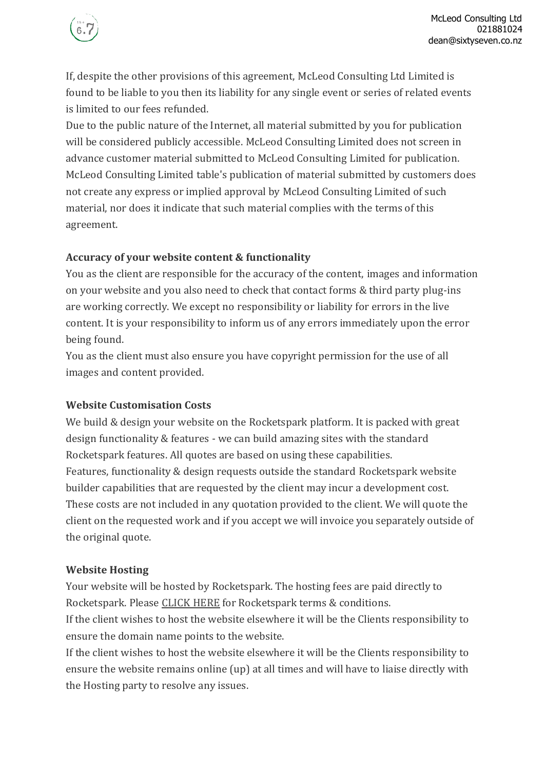If, despite the other provisions of this agreement, McLeod Consulting Ltd Limited is found to be liable to you then its liability for any single event or series of related events is limited to our fees refunded.

Due to the public nature of the Internet, all material submitted by you for publication will be considered publicly accessible. McLeod Consulting Limited does not screen in advance customer material submitted to McLeod Consulting Limited for publication. McLeod Consulting Limited table's publication of material submitted by customers does not create any express or implied approval by McLeod Consulting Limited of such material, nor does it indicate that such material complies with the terms of this agreement.

**Accuracy of your website content & functionality**

You as the client are responsible for the accuracy of the content, images and information on your website and you also need to check that contact forms & third party plug-ins are working correctly. We except no responsibility or liability for errors in the live content. It is your responsibility to inform us of any errors immediately upon the error being found.

You as the client must also ensure you have copyright permission for the use of all images and content provided.

**Website Customisation Costs**

We build & design your website on the Rocketspark platform. It is packed with great design functionality & features - we can build amazing sites with the standard Rocketspark features. All quotes are based on using these capabilities.

Features, functionality & design requests outside the standard Rocketspark website builder capabilities that are requested by the client may incur a development cost. These costs are not included in any quotation provided to the client. We will quote the client on the requested work and if you accept we will invoice you separately outside of the original quote.

**Website Hosting**

Your website will be hosted by Rocketspark. The hosting fees are paid directly to Rocketspark. Please CLICK HERE for Rocketspark terms & conditions.

If the client wishes to host the website elsewhere it will be the Clients responsibility to ensure the domain name points to the website.

If the client wishes to host the website elsewhere it will be the Clients responsibility to ensure the website remains online (up) at all times and will have to liaise directly with the Hosting party to resolve any issues.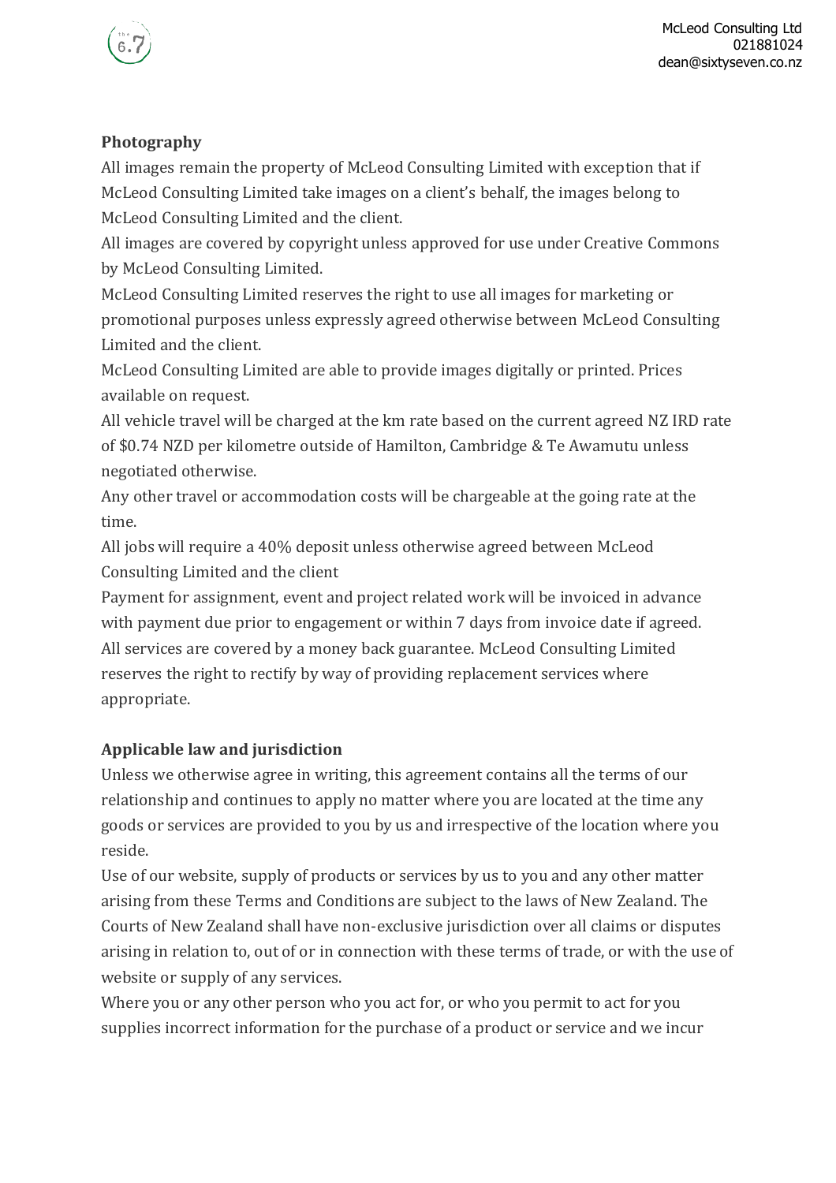## Photography

All images remain the property of McLeod Consulting Limited with exception that if McLeod Consulting Limited take images on a client's behalf, the images belong to McLeod Consulting Limited and the client.

All images are covered by copyright unless approved for use under Creative Commons by McLeod Consulting Limited.

McLeod Consulting Limited reserves the right to use all images for marketing or promotional purposes unless expressly agreed otherwise between McLeod Consulting Limited and the client.

McLeod Consulting Limited are able to provide images digitally or printed. Prices available on request.

All vehicle travel will be charged at the km rate based on the current agreed NZ IRD rate of $0.74 NZD per kilometre outside of Hamilton, Cambridge & Te Awamutu unless negotiated otherwise.

Any other travel or accommodation costs will be chargeable at the going rate at the time.

All jobs will require a 40% deposit unless otherwise agreed between McLeod Consulting Limited and the client

Payment for assignment, event and project related work will be invoiced in advance with payment due prior to engagement or within 7 days from invoice date if agreed.

All services are covered by a money back guarantee. McLeod Consulting Limited reserves the right to rectify by way of providing replacement services where appropriate.

## Applicable law and jurisdiction

Unless we otherwise agree in writing, this agreement contains all the terms of our relationship and continues to apply no matter where you are located at the time any goods or services are provided to you by us and irrespective of the location where you reside.

Use of our website, supply of products or services by us to you and any other matter arising from these Terms and Conditions are subject to the laws of New Zealand. The Courts of New Zealand shall have non-exclusive jurisdiction over all claims or disputes arising in relation to, out of or in connection with these terms of trade, or with the use of website or supply of any services.

Where you or any other person who you act for, or who you permit to act for you supplies incorrect information for the purchase of a product or service and we incur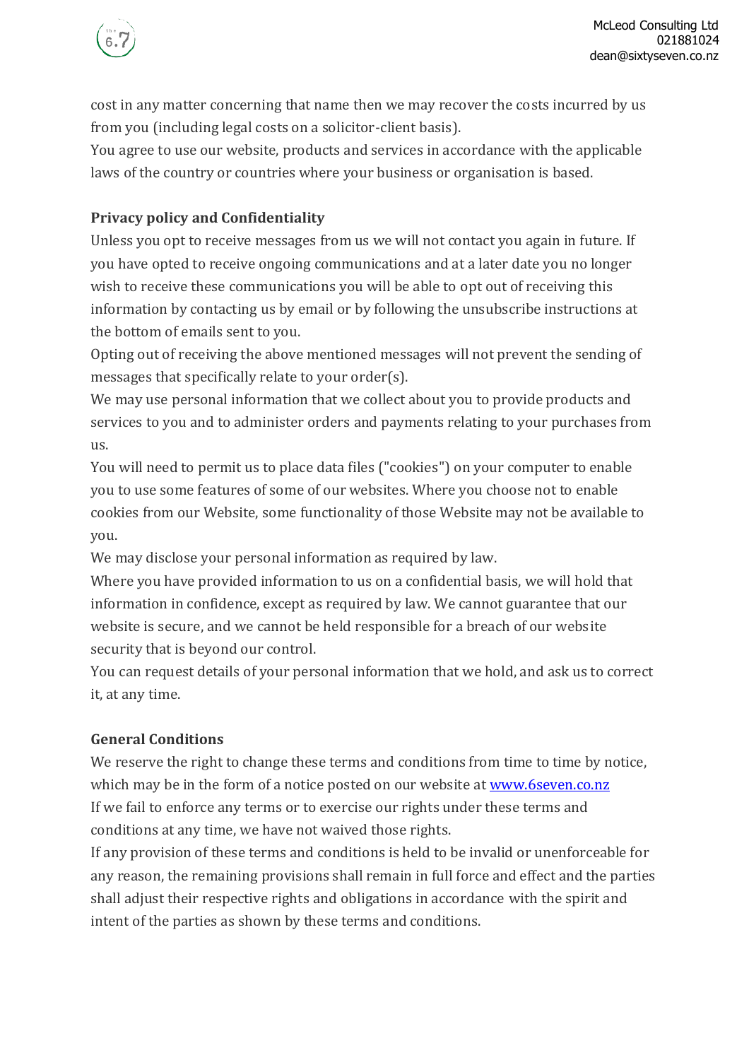cost in any matter concerning that name then we may recover the costs incurred by us from you (including legal costs on a solicitor-client basis).

You agree to use our website, products and services in accordance with the applicable laws of the country or countries where your business or organisation is based.

**Privacy policy and Confidentiality**

Unless you opt to receive messages from us we will not contact you again in future. If you have opted to receive ongoing communications and at a later date you no longer wish to receive these communications you will be able to opt out of receiving this information by contacting us by email or by following the unsubscribe instructions at the bottom of emails sent to you.

Opting out of receiving the above mentioned messages will not prevent the sending of messages that specifically relate to your order(s).

We may use personal information that we collect about you to provide products and services to you and to administer orders and payments relating to your purchases from us.

You will need to permit us to place data files ("cookies") on your computer to enable you to use some features of some of our websites. Where you choose not to enable cookies from our Website, some functionality of those Website may not be available to you.

We may disclose your personal information as required by law.

Where you have provided information to us on a confidential basis, we will hold that information in confidence, except as required by law. We cannot guarantee that our website is secure, and we cannot be held responsible for a breach of our website security that is beyond our control.

You can request details of your personal information that we hold, and ask us to correct it, at any time.

**General Conditions**

We reserve the right to change these terms and conditions from time to time by notice, which may be in the form of a notice posted on our website at [www.6seven.co.nz](http://www.6seven.co.nz)

If we fail to enforce any terms or to exercise our rights under these terms and conditions at any time, we have not waived those rights.

If any provision of these terms and conditions is held to be invalid or unenforceable for any reason, the remaining provisions shall remain in full force and effect and the parties shall adjust their respective rights and obligations in accordance with the spirit and intent of the parties as shown by these terms and conditions.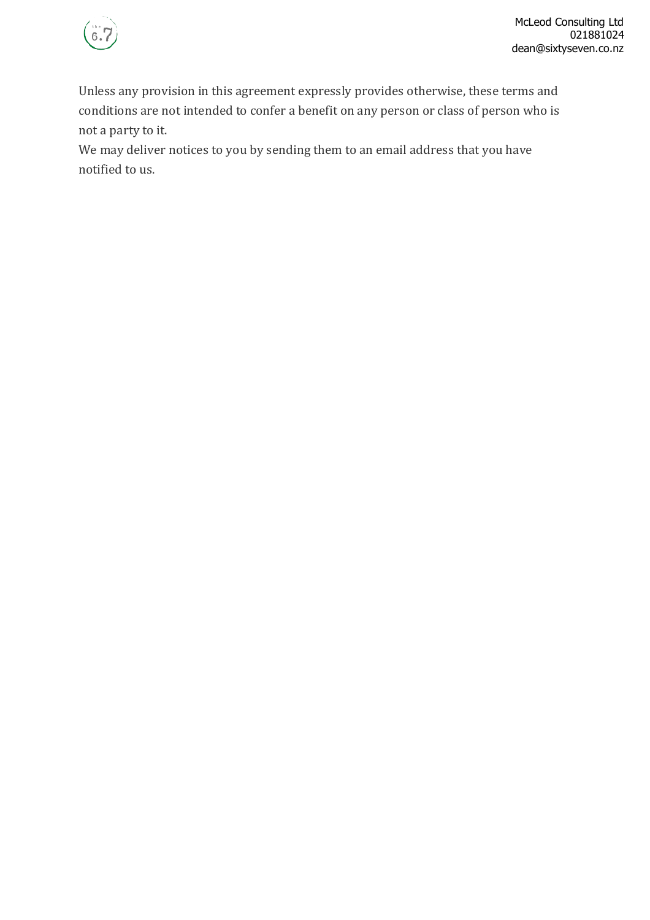Unless any provision in this agreement expressly provides otherwise, these terms and conditions are not intended to confer a benefit on any person or class of person who is not a party to it.

We may deliver notices to you by sending them to an email address that you have notified to us.